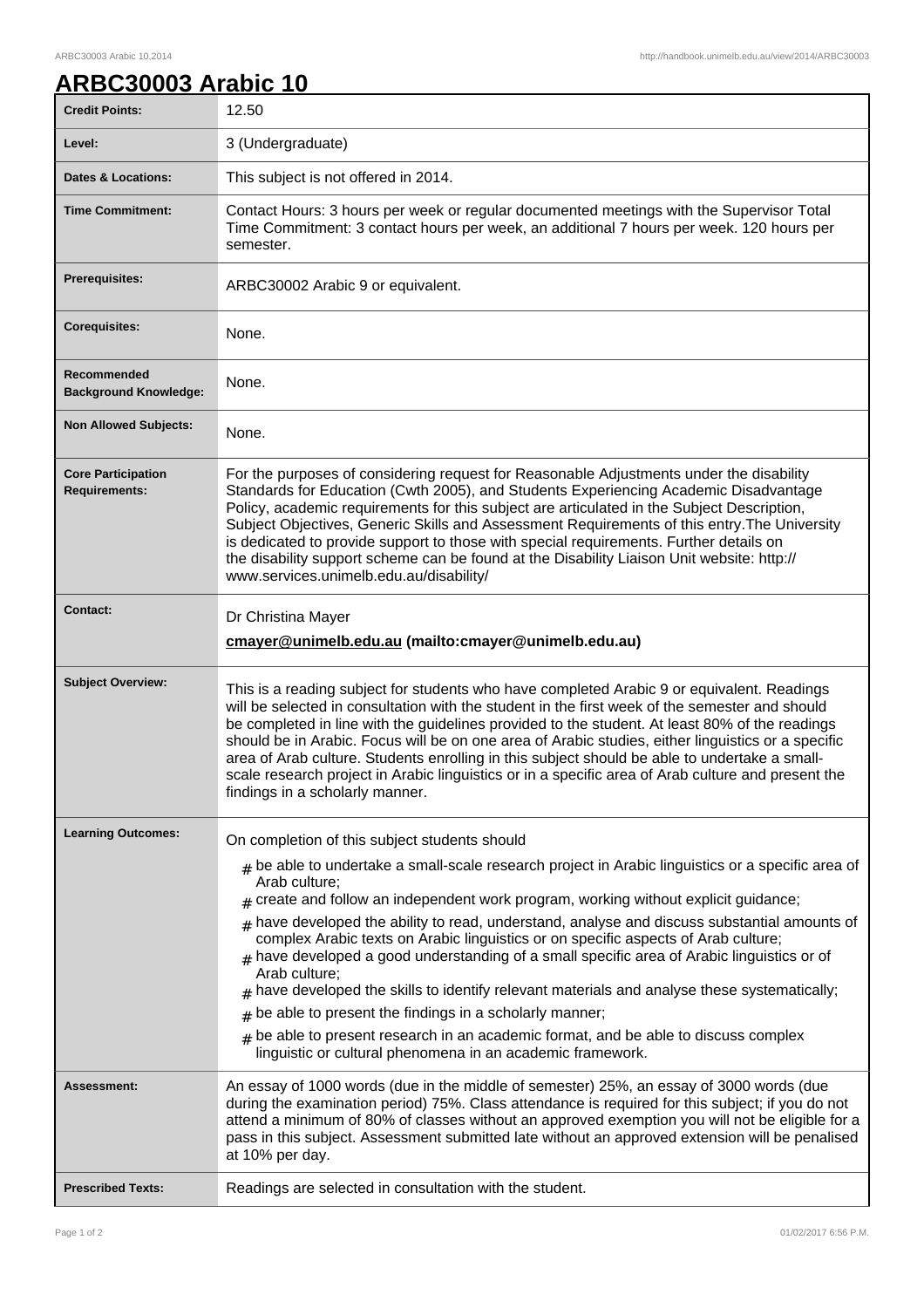# ARBC30003 Arabic 10

| | |
|---|---|
| **Credit Points:** | 12.50 |
| **Level:** | 3 (Undergraduate) |
| **Dates & Locations:** | This subject is not offered in 2014. |
| **Time Commitment:** | Contact Hours: 3 hours per week or regular documented meetings with the Supervisor Total Time Commitment: 3 contact hours per week, an additional 7 hours per week. 120 hours per semester. |
| **Prerequisites:** | ARBC30002 Arabic 9 or equivalent. |
| **Corequisites:** | None. |
| **Recommended Background Knowledge:** | None. |
| **Non Allowed Subjects:** | None. |
| **Core Participation Requirements:** | For the purposes of considering request for Reasonable Adjustments under the disability Standards for Education (Cwth 2005), and Students Experiencing Academic Disadvantage Policy, academic requirements for this subject are articulated in the Subject Description, Subject Objectives, Generic Skills and Assessment Requirements of this entry.The University is dedicated to provide support to those with special requirements. Further details on the disability support scheme can be found at the Disability Liaison Unit website: http://www.services.unimelb.edu.au/disability/ |
| **Contact:** | Dr Christina Mayer<br>**cmayer@unimelb.edu.au (mailto:cmayer@unimelb.edu.au)** |
| **Subject Overview:** | This is a reading subject for students who have completed Arabic 9 or equivalent. Readings will be selected in consultation with the student in the first week of the semester and should be completed in line with the guidelines provided to the student. At least 80% of the readings should be in Arabic. Focus will be on one area of Arabic studies, either linguistics or a specific area of Arab culture. Students enrolling in this subject should be able to undertake a small-scale research project in Arabic linguistics or in a specific area of Arab culture and present the findings in a scholarly manner. |
| **Learning Outcomes:** | On completion of this subject students should<br># be able to undertake a small-scale research project in Arabic linguistics or a specific area of Arab culture;<br># create and follow an independent work program, working without explicit guidance;<br># have developed the ability to read, understand, analyse and discuss substantial amounts of complex Arabic texts on Arabic linguistics or on specific aspects of Arab culture;<br># have developed a good understanding of a small specific area of Arabic linguistics or of Arab culture;<br># have developed the skills to identify relevant materials and analyse these systematically;<br># be able to present the findings in a scholarly manner;<br># be able to present research in an academic format, and be able to discuss complex linguistic or cultural phenomena in an academic framework. |
| **Assessment:** | An essay of 1000 words (due in the middle of semester) 25%, an essay of 3000 words (due during the examination period) 75%. Class attendance is required for this subject; if you do not attend a minimum of 80% of classes without an approved exemption you will not be eligible for a pass in this subject. Assessment submitted late without an approved extension will be penalised at 10% per day. |
| **Prescribed Texts:** | Readings are selected in consultation with the student. |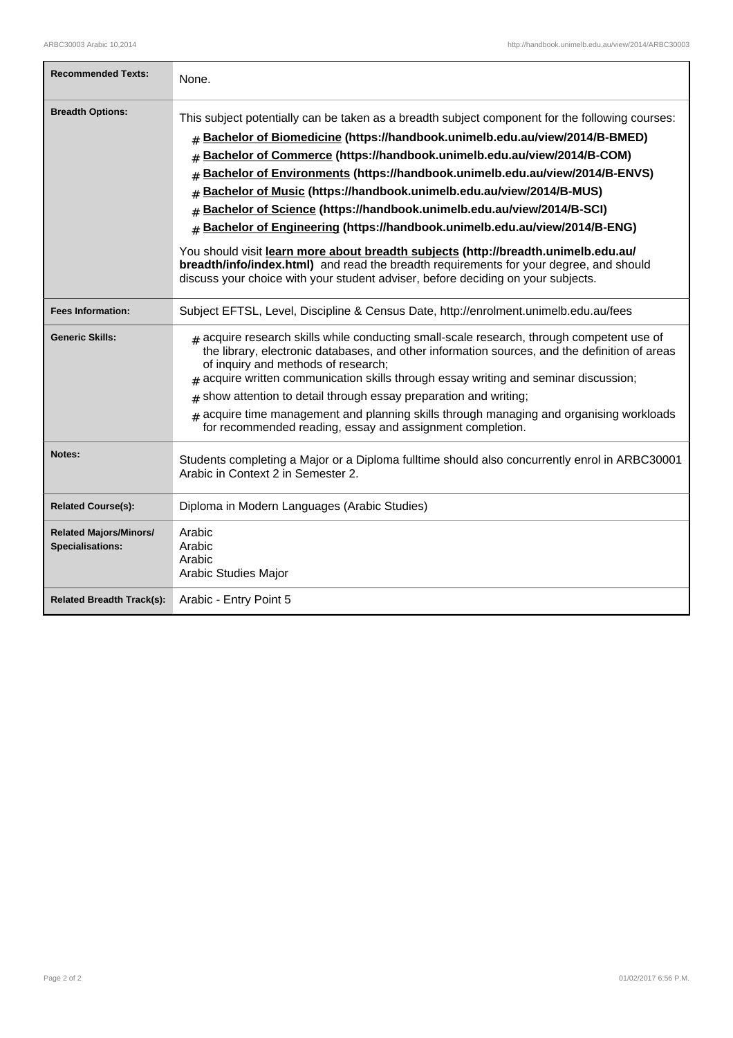| | |
|---|---|
| **Recommended Texts:** | None. |
| **Breadth Options:** | This subject potentially can be taken as a breadth subject component for the following courses:<br># **Bachelor of Biomedicine (https://handbook.unimelb.edu.au/view/2014/B-BMED)**<br># **Bachelor of Commerce (https://handbook.unimelb.edu.au/view/2014/B-COM)**<br># **Bachelor of Environments (https://handbook.unimelb.edu.au/view/2014/B-ENVS)**<br># **Bachelor of Music (https://handbook.unimelb.edu.au/view/2014/B-MUS)**<br># **Bachelor of Science (https://handbook.unimelb.edu.au/view/2014/B-SCI)**<br># **Bachelor of Engineering (https://handbook.unimelb.edu.au/view/2014/B-ENG)**<br>You should visit **learn more about breadth subjects (http://breadth.unimelb.edu.au/breadth/info/index.html)** and read the breadth requirements for your degree, and should discuss your choice with your student adviser, before deciding on your subjects. |
| **Fees Information:** | Subject EFTSL, Level, Discipline & Census Date, http://enrolment.unimelb.edu.au/fees |
| **Generic Skills:** | # acquire research skills while conducting small-scale research, through competent use of the library, electronic databases, and other information sources, and the definition of areas of inquiry and methods of research;<br># acquire written communication skills through essay writing and seminar discussion;<br># show attention to detail through essay preparation and writing;<br># acquire time management and planning skills through managing and organising workloads for recommended reading, essay and assignment completion. |
| **Notes:** | Students completing a Major or a Diploma fulltime should also concurrently enrol in ARBC30001 Arabic in Context 2 in Semester 2. |
| **Related Course(s):** | Diploma in Modern Languages (Arabic Studies) |
| **Related Majors/Minors/ Specialisations:** | Arabic<br>Arabic<br>Arabic<br>Arabic Studies Major |
| **Related Breadth Track(s):** | Arabic - Entry Point 5 |